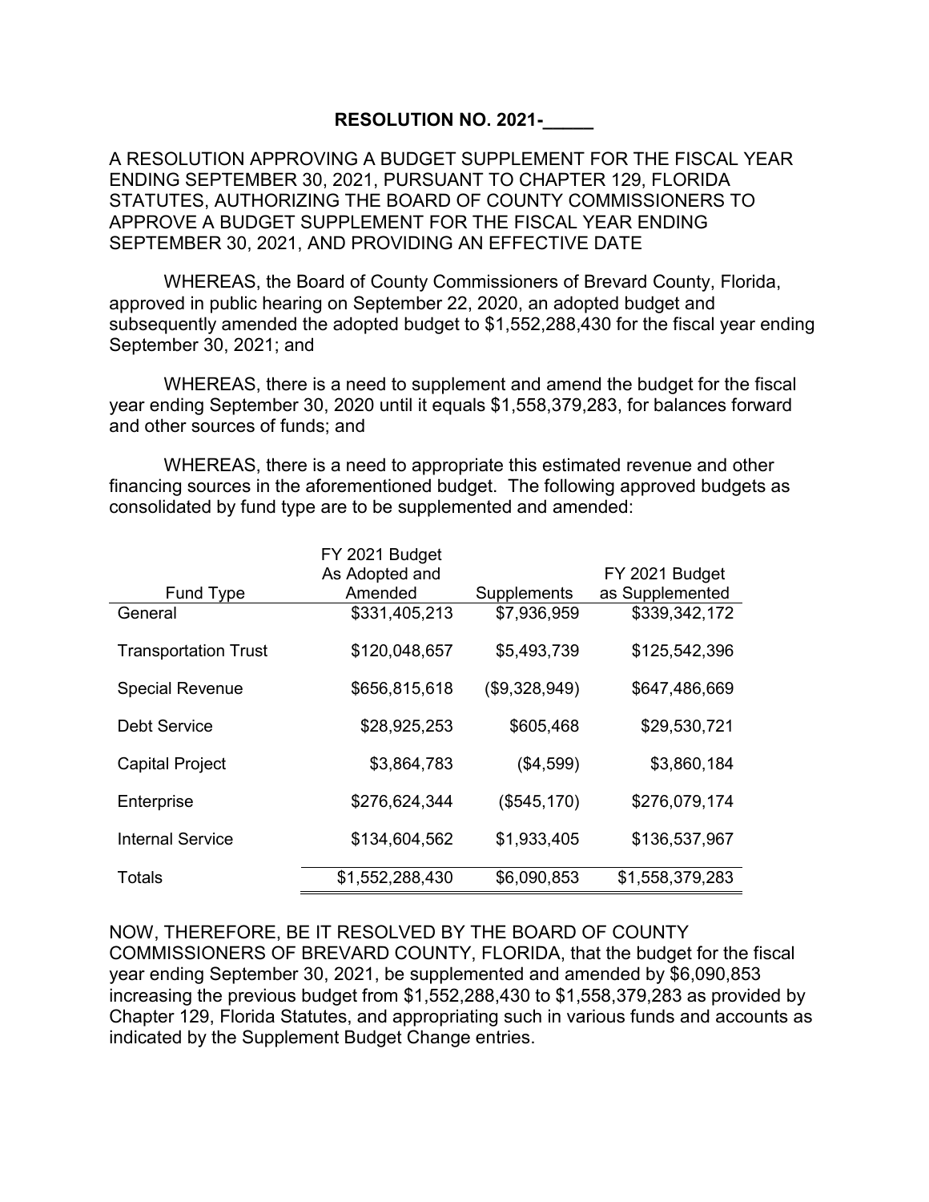# RESOLUTION NO. 2021-_____

A RESOLUTION APPROVING A BUDGET SUPPLEMENT FOR THE FISCAL YEAR ENDING SEPTEMBER 30, 2021, PURSUANT TO CHAPTER 129, FLORIDA STATUTES, AUTHORIZING THE BOARD OF COUNTY COMMISSIONERS TO APPROVE A BUDGET SUPPLEMENT FOR THE FISCAL YEAR ENDING SEPTEMBER 30, 2021, AND PROVIDING AN EFFECTIVE DATE

WHEREAS, the Board of County Commissioners of Brevard County, Florida, approved in public hearing on September 22, 2020, an adopted budget and subsequently amended the adopted budget to $1,552,288,430 for the fiscal year ending September 30, 2021; and

WHEREAS, there is a need to supplement and amend the budget for the fiscal year ending September 30, 2020 until it equals $1,558,379,283, for balances forward and other sources of funds; and

WHEREAS, there is a need to appropriate this estimated revenue and other financing sources in the aforementioned budget. The following approved budgets as consolidated by fund type are to be supplemented and amended:

| Fund Type | FY 2021 Budget As Adopted and Amended | Supplements | FY 2021 Budget as Supplemented |
|---|---|---|---|
| General | $331,405,213 | $7,936,959 | $339,342,172 |
| Transportation Trust | $120,048,657 | $5,493,739 | $125,542,396 |
| Special Revenue | $656,815,618 | ($9,328,949) | $647,486,669 |
| Debt Service | $28,925,253 | $605,468 | $29,530,721 |
| Capital Project | $3,864,783 | ($4,599) | $3,860,184 |
| Enterprise | $276,624,344 | ($545,170) | $276,079,174 |
| Internal Service | $134,604,562 | $1,933,405 | $136,537,967 |
| Totals | $1,552,288,430 | $6,090,853 | $1,558,379,283 |

NOW, THEREFORE, BE IT RESOLVED BY THE BOARD OF COUNTY COMMISSIONERS OF BREVARD COUNTY, FLORIDA, that the budget for the fiscal year ending September 30, 2021, be supplemented and amended by $6,090,853 increasing the previous budget from $1,552,288,430 to $1,558,379,283 as provided by Chapter 129, Florida Statutes, and appropriating such in various funds and accounts as indicated by the Supplement Budget Change entries.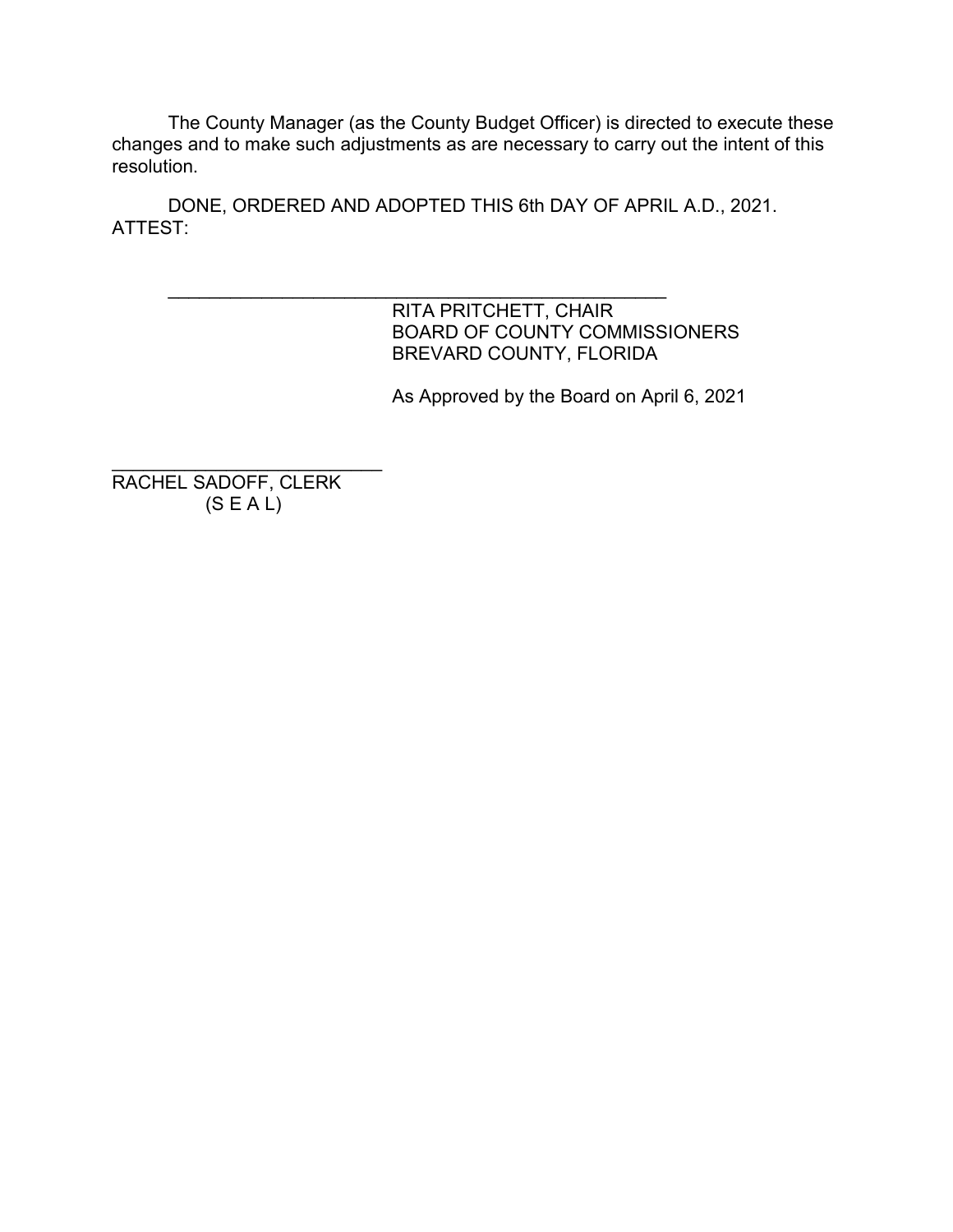The County Manager (as the County Budget Officer) is directed to execute these changes and to make such adjustments as are necessary to carry out the intent of this resolution.

DONE, ORDERED AND ADOPTED THIS 6th DAY OF APRIL A.D., 2021.
ATTEST:

\_\_\_\_\_\_\_\_\_\_\_\_\_\_\_\_\_\_\_\_\_\_\_\_\_\_\_\_\_\_\_\_\_\_\_\_\_\_\_\_\_\_\_\_\_\_\_\_

RITA PRITCHETT, CHAIR
BOARD OF COUNTY COMMISSIONERS
BREVARD COUNTY, FLORIDA

As Approved by the Board on April 6, 2021

\_\_\_\_\_\_\_\_\_\_\_\_\_\_\_\_\_\_\_\_\_\_\_\_\_\_\_\_

RACHEL SADOFF, CLERK
(S E A L)